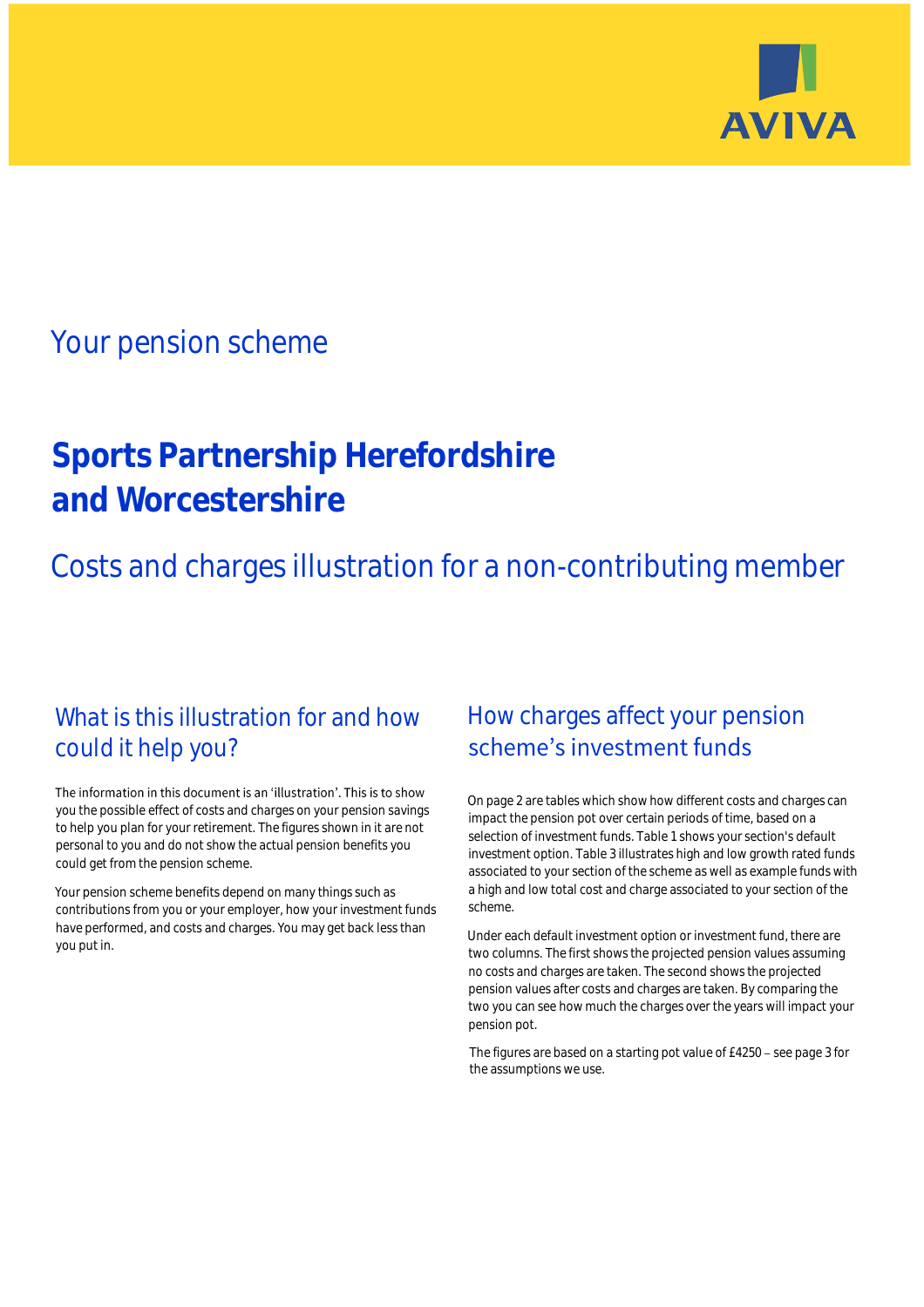AVIVA

## Your pension scheme

# Sports Partnership Herefordshire and Worcestershire

## Costs and charges illustration for a non-contributing member

### What is this illustration for and how could it help you?

The information in this document is an 'illustration'. This is to show you the possible effect of costs and charges on your pension savings to help you plan for your retirement. The figures shown in it are not personal to you and do not show the actual pension benefits you could get from the pension scheme.

Your pension scheme benefits depend on many things such as contributions from you or your employer, how your investment funds have performed, and costs and charges. You may get back less than you put in.

### How charges affect your pension scheme's investment funds

On page 2 are tables which show how different costs and charges can impact the pension pot over certain periods of time, based on a selection of investment funds. Table 1 shows your section's default investment option. Table 3 illustrates high and low growth rated funds associated to your section of the scheme as well as example funds with a high and low total cost and charge associated to your section of the scheme.

Under each default investment option or investment fund, there are two columns. The first shows the projected pension values assuming no costs and charges are taken. The second shows the projected pension values after costs and charges are taken. By comparing the two you can see how much the charges over the years will impact your pension pot.

The figures are based on a starting pot value of £4250 – see page 3 for the assumptions we use.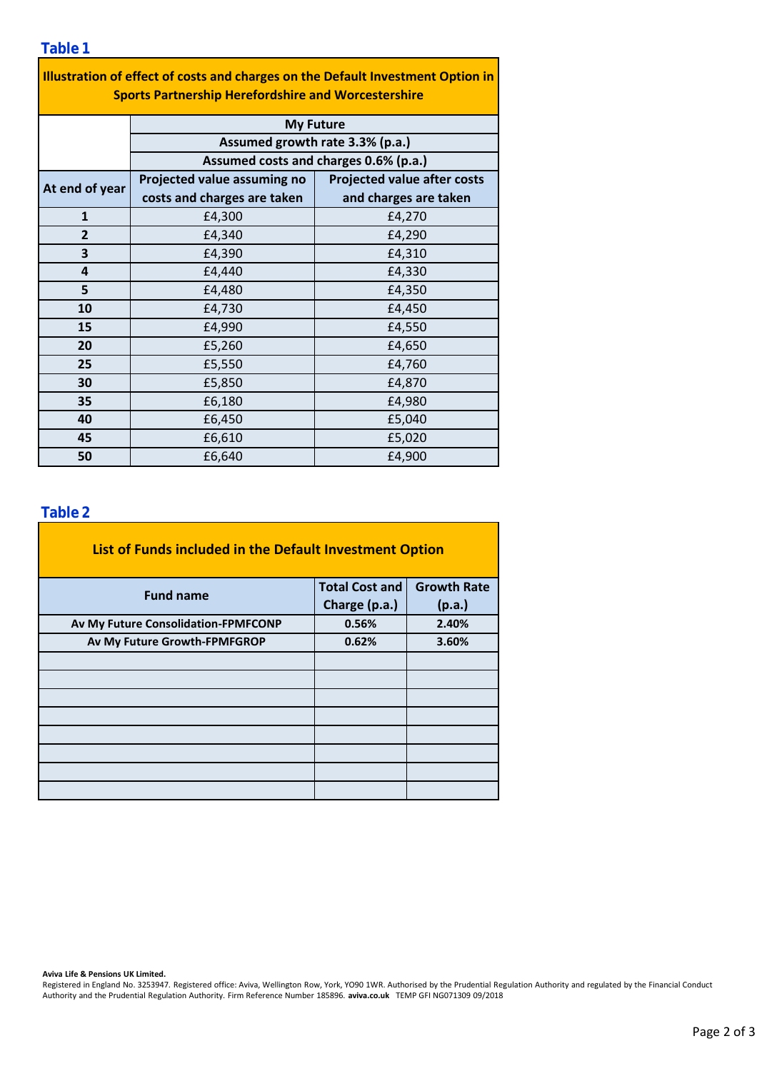**Table 1**

| Illustration of effect of costs and charges on the Default Investment Option in Sports Partnership Herefordshire and Worcestershire | | |
|---|---|---|
| | My Future | |
| | Assumed growth rate 3.3% (p.a.) | |
| | Assumed costs and charges 0.6% (p.a.) | |
| **At end of year** | **Projected value assuming no costs and charges are taken** | **Projected value after costs and charges are taken** |
| **1** | £4,300 | £4,270 |
| **2** | £4,340 | £4,290 |
| **3** | £4,390 | £4,310 |
| **4** | £4,440 | £4,330 |
| **5** | £4,480 | £4,350 |
| **10** | £4,730 | £4,450 |
| **15** | £4,990 | £4,550 |
| **20** | £5,260 | £4,650 |
| **25** | £5,550 | £4,760 |
| **30** | £5,850 | £4,870 |
| **35** | £6,180 | £4,980 |
| **40** | £6,450 | £5,040 |
| **45** | £6,610 | £5,020 |
| **50** | £6,640 | £4,900 |

**Table 2**

| List of Funds included in the Default Investment Option | | |
|---|---|---|
| **Fund name** | **Total Cost and Charge (p.a.)** | **Growth Rate (p.a.)** |
| **Av My Future Consolidation-FPMFCONP** | **0.56%** | **2.40%** |
| **Av My Future Growth-FPMFGROP** | **0.62%** | **3.60%** |
| | | |
| | | |
| | | |
| | | |
| | | |
| | | |
| | | |
| | | |

**Aviva Life & Pensions UK Limited.**
Registered in England No. 3253947. Registered office: Aviva, Wellington Row, York, YO90 1WR. Authorised by the Prudential Regulation Authority and regulated by the Financial Conduct Authority and the Prudential Regulation Authority. Firm Reference Number 185896. **aviva.co.uk** TEMP GFI NG071309 09/2018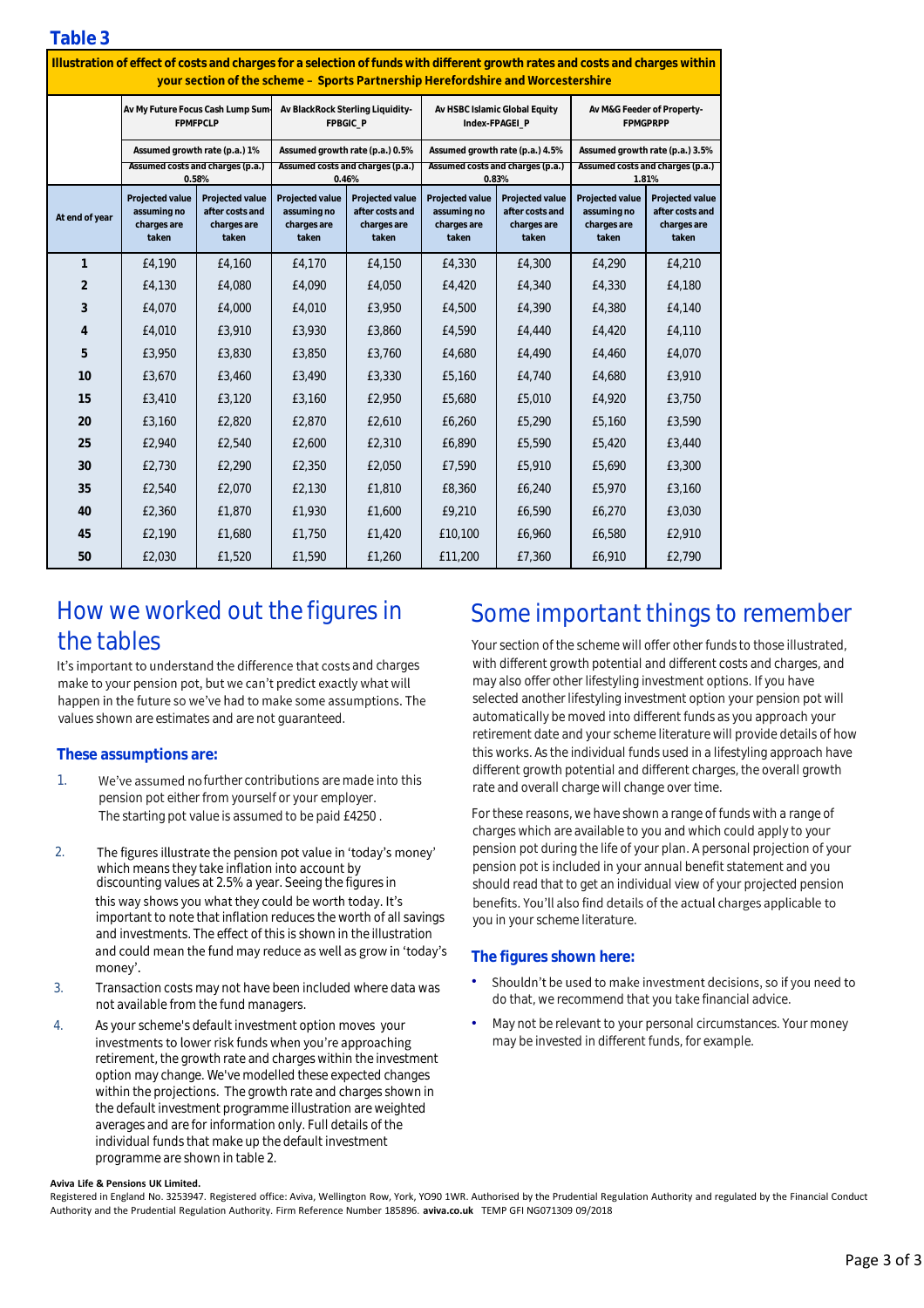## Table 3

| Illustration of effect of costs and charges for a selection of funds with different growth rates and costs and charges within your section of the scheme – Sports Partnership Herefordshire and Worcestershire | | | | | | | | |
|---|---|---|---|---|---|---|---|---|
| | Av My Future Focus Cash Lump Sum-FPMFPCLP | | Av BlackRock Sterling Liquidity-FPBGIC_P | | Av HSBC Islamic Global Equity Index-FPAGEI_P | | Av M&G Feeder of Property-FPMGPRPP | |
| | Assumed growth rate (p.a.) 1% | | Assumed growth rate (p.a.) 0.5% | | Assumed growth rate (p.a.) 4.5% | | Assumed growth rate (p.a.) 3.5% | |
| | Assumed costs and charges (p.a.) 0.58% | | Assumed costs and charges (p.a.) 0.46% | | Assumed costs and charges (p.a.) 0.83% | | Assumed costs and charges (p.a.) 1.81% | |
| At end of year | Projected value assuming no charges are taken | Projected value after costs and charges are taken | Projected value assuming no charges are taken | Projected value after costs and charges are taken | Projected value assuming no charges are taken | Projected value after costs and charges are taken | Projected value assuming no charges are taken | Projected value after costs and charges are taken |
| 1 | £4,190 | £4,160 | £4,170 | £4,150 | £4,330 | £4,300 | £4,290 | £4,210 |
| 2 | £4,130 | £4,080 | £4,090 | £4,050 | £4,420 | £4,340 | £4,330 | £4,180 |
| 3 | £4,070 | £4,000 | £4,010 | £3,950 | £4,500 | £4,390 | £4,380 | £4,140 |
| 4 | £4,010 | £3,910 | £3,930 | £3,860 | £4,590 | £4,440 | £4,420 | £4,110 |
| 5 | £3,950 | £3,830 | £3,850 | £3,760 | £4,680 | £4,490 | £4,460 | £4,070 |
| 10 | £3,670 | £3,460 | £3,490 | £3,330 | £5,160 | £4,740 | £4,680 | £3,910 |
| 15 | £3,410 | £3,120 | £3,160 | £2,950 | £5,680 | £5,010 | £4,920 | £3,750 |
| 20 | £3,160 | £2,820 | £2,870 | £2,610 | £6,260 | £5,290 | £5,160 | £3,590 |
| 25 | £2,940 | £2,540 | £2,600 | £2,310 | £6,890 | £5,590 | £5,420 | £3,440 |
| 30 | £2,730 | £2,290 | £2,350 | £2,050 | £7,590 | £5,910 | £5,690 | £3,300 |
| 35 | £2,540 | £2,070 | £2,130 | £1,810 | £8,360 | £6,240 | £5,970 | £3,160 |
| 40 | £2,360 | £1,870 | £1,930 | £1,600 | £9,210 | £6,590 | £6,270 | £3,030 |
| 45 | £2,190 | £1,680 | £1,750 | £1,420 | £10,100 | £6,960 | £6,580 | £2,910 |
| 50 | £2,030 | £1,520 | £1,590 | £1,260 | £11,200 | £7,360 | £6,910 | £2,790 |

# How we worked out the figures in the tables

It's important to understand the difference that costs and charges make to your pension pot, but we can't predict exactly what will happen in the future so we've had to make some assumptions. The values shown are estimates and are not guaranteed.

### These assumptions are:

1. We've assumed no further contributions are made into this pension pot either from yourself or your employer. The starting pot value is assumed to be paid £4250 .
2. The figures illustrate the pension pot value in 'today's money' which means they take inflation into account by discounting values at 2.5% a year. Seeing the figures in this way shows you what they could be worth today. It's important to note that inflation reduces the worth of all savings and investments. The effect of this is shown in the illustration and could mean the fund may reduce as well as grow in 'today's money'.
3. Transaction costs may not have been included where data was not available from the fund managers.
4. As your scheme's default investment option moves your investments to lower risk funds when you're approaching retirement, the growth rate and charges within the investment option may change. We've modelled these expected changes within the projections. The growth rate and charges shown in the default investment programme illustration are weighted averages and are for information only. Full details of the individual funds that make up the default investment programme are shown in table 2.

# Some important things to remember

Your section of the scheme will offer other funds to those illustrated, with different growth potential and different costs and charges, and may also offer other lifestyling investment options. If you have selected another lifestyling investment option your pension pot will automatically be moved into different funds as you approach your retirement date and your scheme literature will provide details of how this works. As the individual funds used in a lifestyling approach have different growth potential and different charges, the overall growth rate and overall charge will change over time.

For these reasons, we have shown a range of funds with a range of charges which are available to you and which could apply to your pension pot during the life of your plan. A personal projection of your pension pot is included in your annual benefit statement and you should read that to get an individual view of your projected pension benefits. You'll also find details of the actual charges applicable to you in your scheme literature.

### The figures shown here:

- Shouldn't be used to make investment decisions, so if you need to do that, we recommend that you take financial advice.
- May not be relevant to your personal circumstances. Your money may be invested in different funds, for example.

**Aviva Life & Pensions UK Limited.**
Registered in England No. 3253947. Registered office: Aviva, Wellington Row, York, YO90 1WR. Authorised by the Prudential Regulation Authority and regulated by the Financial Conduct Authority and the Prudential Regulation Authority. Firm Reference Number 185896. **aviva.co.uk** TEMP GFI NG071309 09/2018